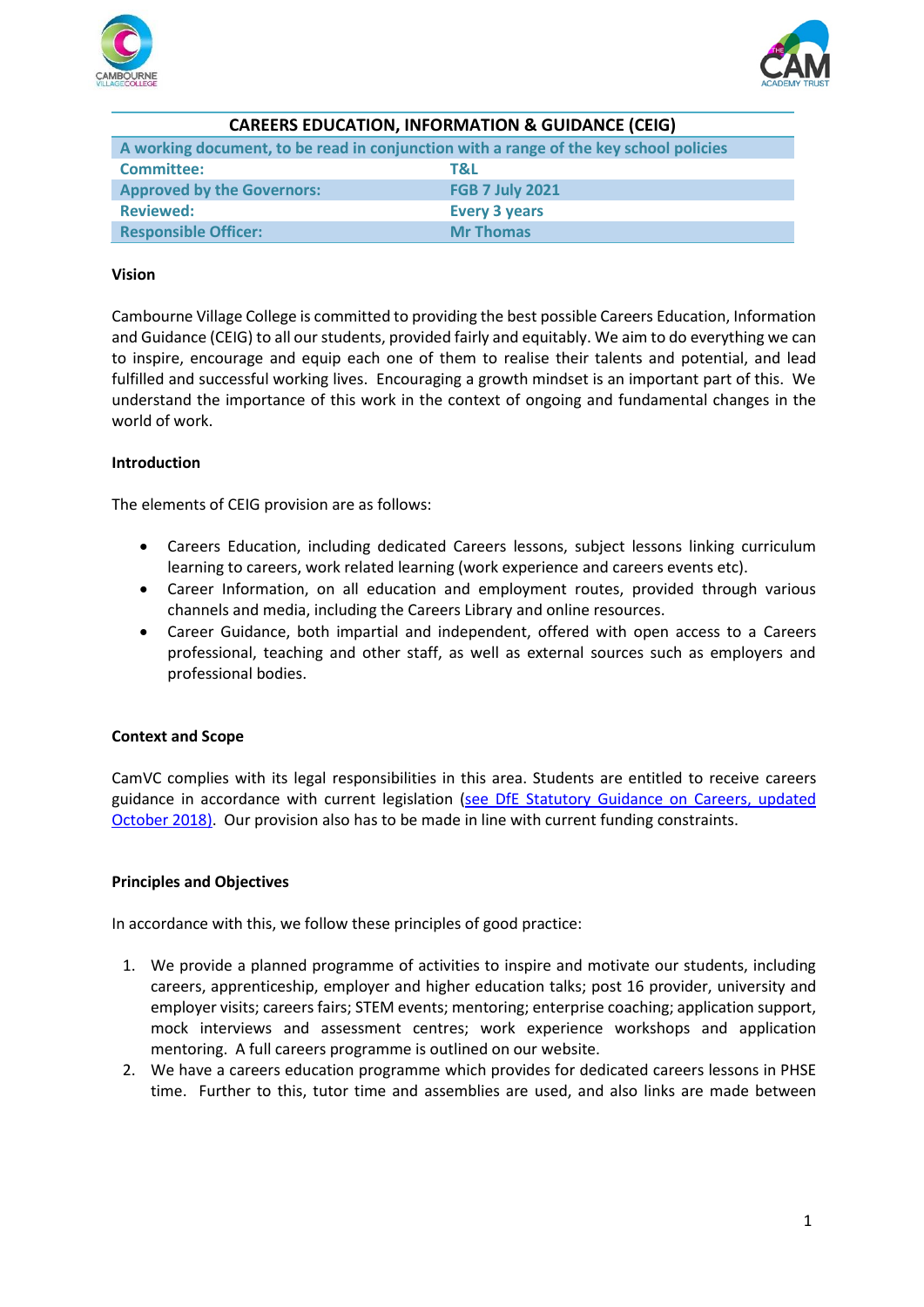| CAREERS EDUCATION, INFORMATION & GUIDANCE (CEIG) | |
|---|---|
| A working document, to be read in conjunction with a range of the key school policies | |
| Committee: | T&L |
| Approved by the Governors: | FGB 7 July 2021 |
| Reviewed: | Every 3 years |
| Responsible Officer: | Mr Thomas |

**Vision**

Cambourne Village College is committed to providing the best possible Careers Education, Information and Guidance (CEIG) to all our students, provided fairly and equitably. We aim to do everything we can to inspire, encourage and equip each one of them to realise their talents and potential, and lead fulfilled and successful working lives. Encouraging a growth mindset is an important part of this. We understand the importance of this work in the context of ongoing and fundamental changes in the world of work.

**Introduction**

The elements of CEIG provision are as follows:

- Careers Education, including dedicated Careers lessons, subject lessons linking curriculum learning to careers, work related learning (work experience and careers events etc).
- Career Information, on all education and employment routes, provided through various channels and media, including the Careers Library and online resources.
- Career Guidance, both impartial and independent, offered with open access to a Careers professional, teaching and other staff, as well as external sources such as employers and professional bodies.

**Context and Scope**

CamVC complies with its legal responsibilities in this area. Students are entitled to receive careers guidance in accordance with current legislation (see DfE Statutory Guidance on Careers, updated October 2018). Our provision also has to be made in line with current funding constraints.

**Principles and Objectives**

In accordance with this, we follow these principles of good practice:

1. We provide a planned programme of activities to inspire and motivate our students, including careers, apprenticeship, employer and higher education talks; post 16 provider, university and employer visits; careers fairs; STEM events; mentoring; enterprise coaching; application support, mock interviews and assessment centres; work experience workshops and application mentoring. A full careers programme is outlined on our website.
2. We have a careers education programme which provides for dedicated careers lessons in PHSE time. Further to this, tutor time and assemblies are used, and also links are made between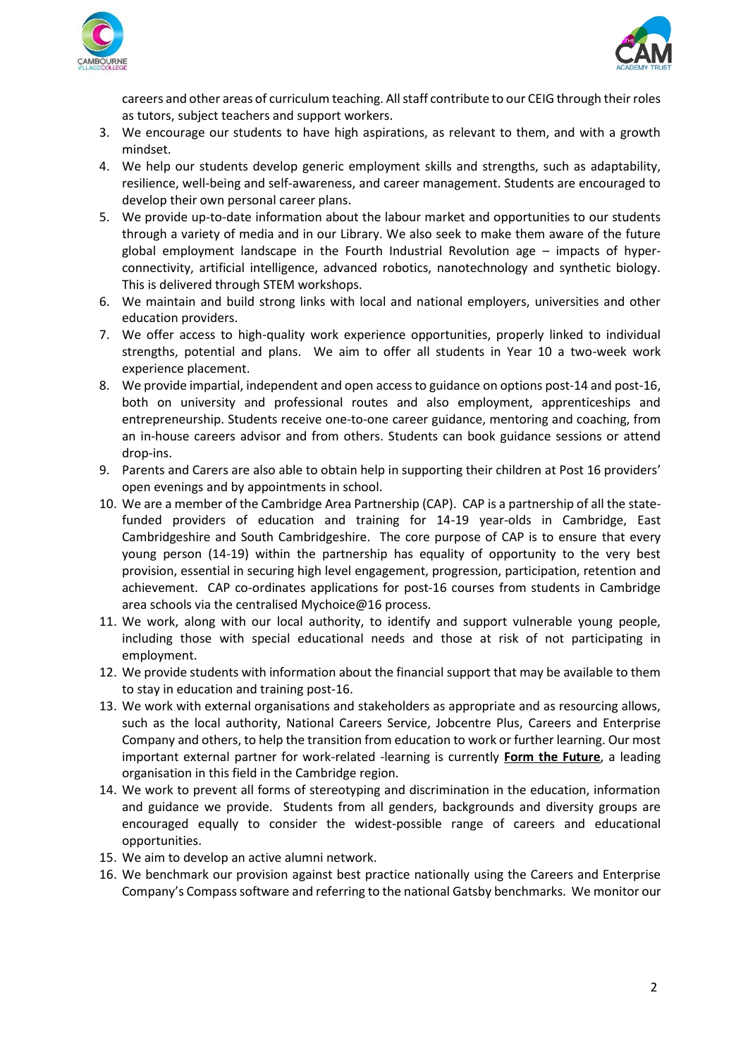careers and other areas of curriculum teaching. All staff contribute to our CEIG through their roles as tutors, subject teachers and support workers.

3. We encourage our students to have high aspirations, as relevant to them, and with a growth mindset.
4. We help our students develop generic employment skills and strengths, such as adaptability, resilience, well-being and self-awareness, and career management. Students are encouraged to develop their own personal career plans.
5. We provide up-to-date information about the labour market and opportunities to our students through a variety of media and in our Library. We also seek to make them aware of the future global employment landscape in the Fourth Industrial Revolution age – impacts of hyper-connectivity, artificial intelligence, advanced robotics, nanotechnology and synthetic biology. This is delivered through STEM workshops.
6. We maintain and build strong links with local and national employers, universities and other education providers.
7. We offer access to high-quality work experience opportunities, properly linked to individual strengths, potential and plans. We aim to offer all students in Year 10 a two-week work experience placement.
8. We provide impartial, independent and open access to guidance on options post-14 and post-16, both on university and professional routes and also employment, apprenticeships and entrepreneurship. Students receive one-to-one career guidance, mentoring and coaching, from an in-house careers advisor and from others. Students can book guidance sessions or attend drop-ins.
9. Parents and Carers are also able to obtain help in supporting their children at Post 16 providers' open evenings and by appointments in school.
10. We are a member of the Cambridge Area Partnership (CAP). CAP is a partnership of all the state-funded providers of education and training for 14-19 year-olds in Cambridge, East Cambridgeshire and South Cambridgeshire. The core purpose of CAP is to ensure that every young person (14-19) within the partnership has equality of opportunity to the very best provision, essential in securing high level engagement, progression, participation, retention and achievement. CAP co-ordinates applications for post-16 courses from students in Cambridge area schools via the centralised Mychoice@16 process.
11. We work, along with our local authority, to identify and support vulnerable young people, including those with special educational needs and those at risk of not participating in employment.
12. We provide students with information about the financial support that may be available to them to stay in education and training post-16.
13. We work with external organisations and stakeholders as appropriate and as resourcing allows, such as the local authority, National Careers Service, Jobcentre Plus, Careers and Enterprise Company and others, to help the transition from education to work or further learning. Our most important external partner for work-related -learning is currently **Form the Future**, a leading organisation in this field in the Cambridge region.
14. We work to prevent all forms of stereotyping and discrimination in the education, information and guidance we provide. Students from all genders, backgrounds and diversity groups are encouraged equally to consider the widest-possible range of careers and educational opportunities.
15. We aim to develop an active alumni network.
16. We benchmark our provision against best practice nationally using the Careers and Enterprise Company's Compass software and referring to the national Gatsby benchmarks. We monitor our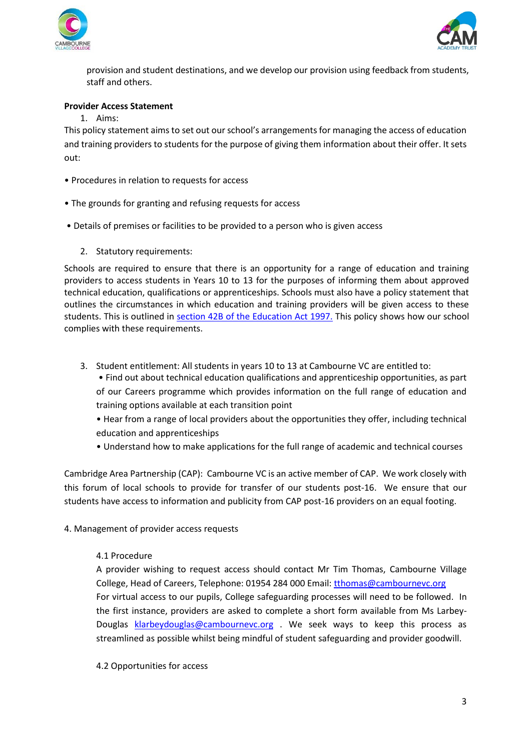provision and student destinations, and we develop our provision using feedback from students, staff and others.

**Provider Access Statement**

1. Aims:

This policy statement aims to set out our school's arrangements for managing the access of education and training providers to students for the purpose of giving them information about their offer. It sets out:

- Procedures in relation to requests for access
- The grounds for granting and refusing requests for access
- Details of premises or facilities to be provided to a person who is given access

2. Statutory requirements:

Schools are required to ensure that there is an opportunity for a range of education and training providers to access students in Years 10 to 13 for the purposes of informing them about approved technical education, qualifications or apprenticeships. Schools must also have a policy statement that outlines the circumstances in which education and training providers will be given access to these students. This is outlined in [section 42B of the Education Act 1997.](#) This policy shows how our school complies with these requirements.

3. Student entitlement: All students in years 10 to 13 at Cambourne VC are entitled to:
   - Find out about technical education qualifications and apprenticeship opportunities, as part of our Careers programme which provides information on the full range of education and training options available at each transition point
   - Hear from a range of local providers about the opportunities they offer, including technical education and apprenticeships
   - Understand how to make applications for the full range of academic and technical courses

Cambridge Area Partnership (CAP): Cambourne VC is an active member of CAP. We work closely with this forum of local schools to provide for transfer of our students post-16. We ensure that our students have access to information and publicity from CAP post-16 providers on an equal footing.

4. Management of provider access requests

4.1 Procedure

A provider wishing to request access should contact Mr Tim Thomas, Cambourne Village College, Head of Careers, Telephone: 01954 284 000 Email: tthomas@cambournevc.org
For virtual access to our pupils, College safeguarding processes will need to be followed. In the first instance, providers are asked to complete a short form available from Ms Larbey-Douglas klarbeydouglas@cambournevc.org . We seek ways to keep this process as streamlined as possible whilst being mindful of student safeguarding and provider goodwill.

4.2 Opportunities for access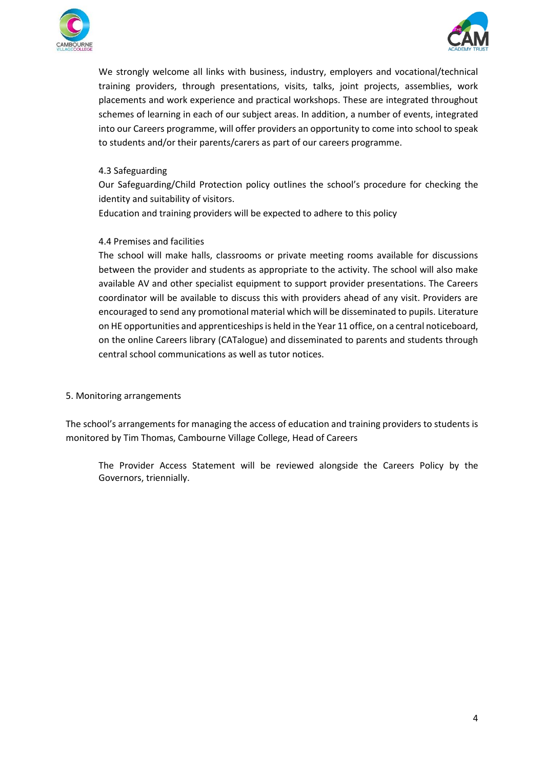We strongly welcome all links with business, industry, employers and vocational/technical training providers, through presentations, visits, talks, joint projects, assemblies, work placements and work experience and practical workshops. These are integrated throughout schemes of learning in each of our subject areas. In addition, a number of events, integrated into our Careers programme, will offer providers an opportunity to come into school to speak to students and/or their parents/carers as part of our careers programme.

### 4.3 Safeguarding

Our Safeguarding/Child Protection policy outlines the school's procedure for checking the identity and suitability of visitors.

Education and training providers will be expected to adhere to this policy

### 4.4 Premises and facilities

The school will make halls, classrooms or private meeting rooms available for discussions between the provider and students as appropriate to the activity. The school will also make available AV and other specialist equipment to support provider presentations. The Careers coordinator will be available to discuss this with providers ahead of any visit. Providers are encouraged to send any promotional material which will be disseminated to pupils. Literature on HE opportunities and apprenticeships is held in the Year 11 office, on a central noticeboard, on the online Careers library (CATalogue) and disseminated to parents and students through central school communications as well as tutor notices.

## 5. Monitoring arrangements

The school's arrangements for managing the access of education and training providers to students is monitored by Tim Thomas, Cambourne Village College, Head of Careers

The Provider Access Statement will be reviewed alongside the Careers Policy by the Governors, triennially.